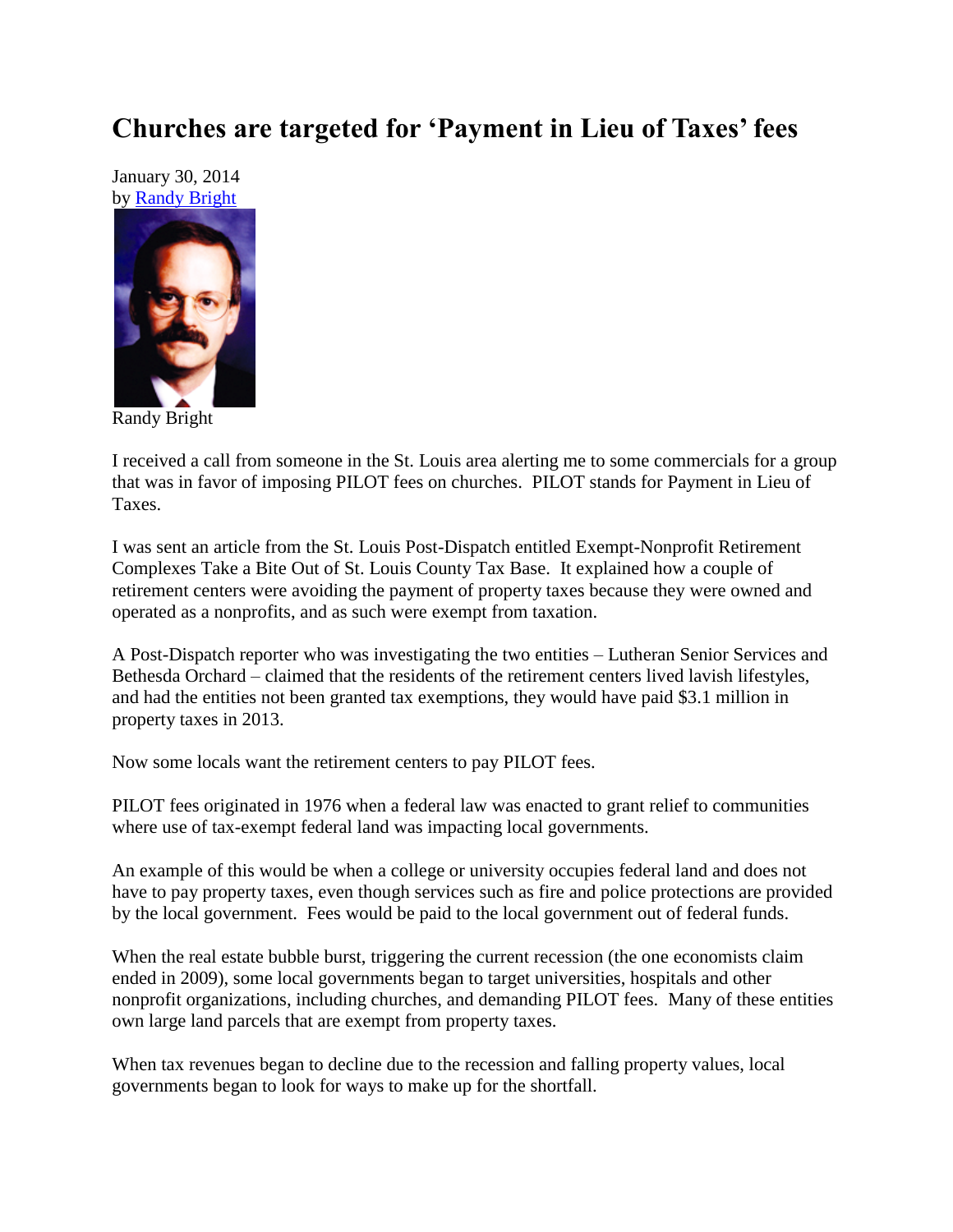# Churches are targeted for 'Payment in Lieu of Taxes' fees

January 30, 2014
by Randy Bright

Randy Bright

I received a call from someone in the St. Louis area alerting me to some commercials for a group that was in favor of imposing PILOT fees on churches. PILOT stands for Payment in Lieu of Taxes.

I was sent an article from the St. Louis Post-Dispatch entitled Exempt-Nonprofit Retirement Complexes Take a Bite Out of St. Louis County Tax Base. It explained how a couple of retirement centers were avoiding the payment of property taxes because they were owned and operated as a nonprofits, and as such were exempt from taxation.

A Post-Dispatch reporter who was investigating the two entities – Lutheran Senior Services and Bethesda Orchard – claimed that the residents of the retirement centers lived lavish lifestyles, and had the entities not been granted tax exemptions, they would have paid $3.1 million in property taxes in 2013.

Now some locals want the retirement centers to pay PILOT fees.

PILOT fees originated in 1976 when a federal law was enacted to grant relief to communities where use of tax-exempt federal land was impacting local governments.

An example of this would be when a college or university occupies federal land and does not have to pay property taxes, even though services such as fire and police protections are provided by the local government. Fees would be paid to the local government out of federal funds.

When the real estate bubble burst, triggering the current recession (the one economists claim ended in 2009), some local governments began to target universities, hospitals and other nonprofit organizations, including churches, and demanding PILOT fees. Many of these entities own large land parcels that are exempt from property taxes.

When tax revenues began to decline due to the recession and falling property values, local governments began to look for ways to make up for the shortfall.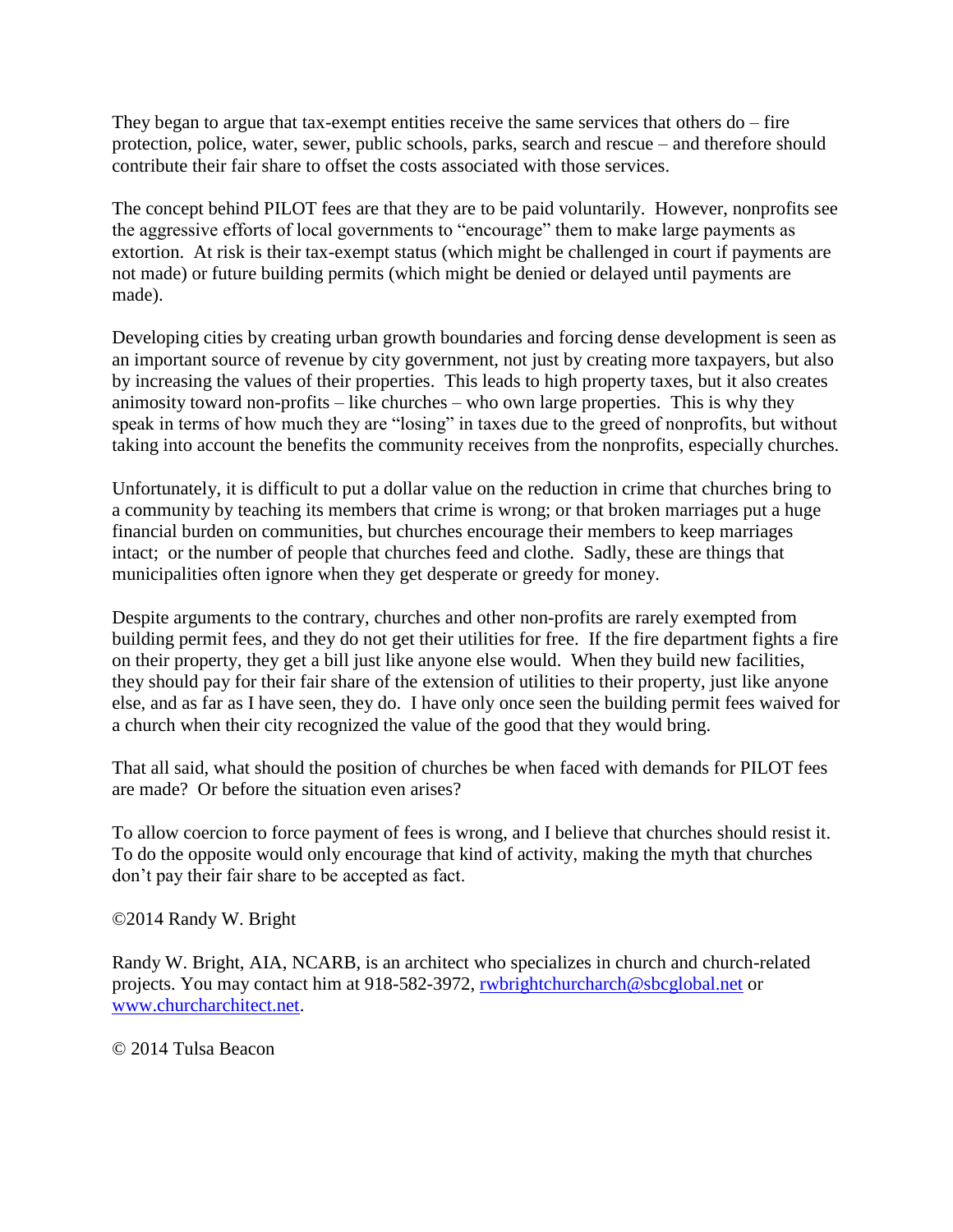They began to argue that tax-exempt entities receive the same services that others do – fire protection, police, water, sewer, public schools, parks, search and rescue – and therefore should contribute their fair share to offset the costs associated with those services.

The concept behind PILOT fees are that they are to be paid voluntarily. However, nonprofits see the aggressive efforts of local governments to "encourage" them to make large payments as extortion. At risk is their tax-exempt status (which might be challenged in court if payments are not made) or future building permits (which might be denied or delayed until payments are made).

Developing cities by creating urban growth boundaries and forcing dense development is seen as an important source of revenue by city government, not just by creating more taxpayers, but also by increasing the values of their properties. This leads to high property taxes, but it also creates animosity toward non-profits – like churches – who own large properties. This is why they speak in terms of how much they are "losing" in taxes due to the greed of nonprofits, but without taking into account the benefits the community receives from the nonprofits, especially churches.

Unfortunately, it is difficult to put a dollar value on the reduction in crime that churches bring to a community by teaching its members that crime is wrong; or that broken marriages put a huge financial burden on communities, but churches encourage their members to keep marriages intact; or the number of people that churches feed and clothe. Sadly, these are things that municipalities often ignore when they get desperate or greedy for money.

Despite arguments to the contrary, churches and other non-profits are rarely exempted from building permit fees, and they do not get their utilities for free. If the fire department fights a fire on their property, they get a bill just like anyone else would. When they build new facilities, they should pay for their fair share of the extension of utilities to their property, just like anyone else, and as far as I have seen, they do. I have only once seen the building permit fees waived for a church when their city recognized the value of the good that they would bring.

That all said, what should the position of churches be when faced with demands for PILOT fees are made? Or before the situation even arises?

To allow coercion to force payment of fees is wrong, and I believe that churches should resist it. To do the opposite would only encourage that kind of activity, making the myth that churches don't pay their fair share to be accepted as fact.

©2014 Randy W. Bright

Randy W. Bright, AIA, NCARB, is an architect who specializes in church and church-related projects. You may contact him at 918-582-3972, rwbrightchurcharch@sbcglobal.net or www.churcharchitect.net.

© 2014 Tulsa Beacon